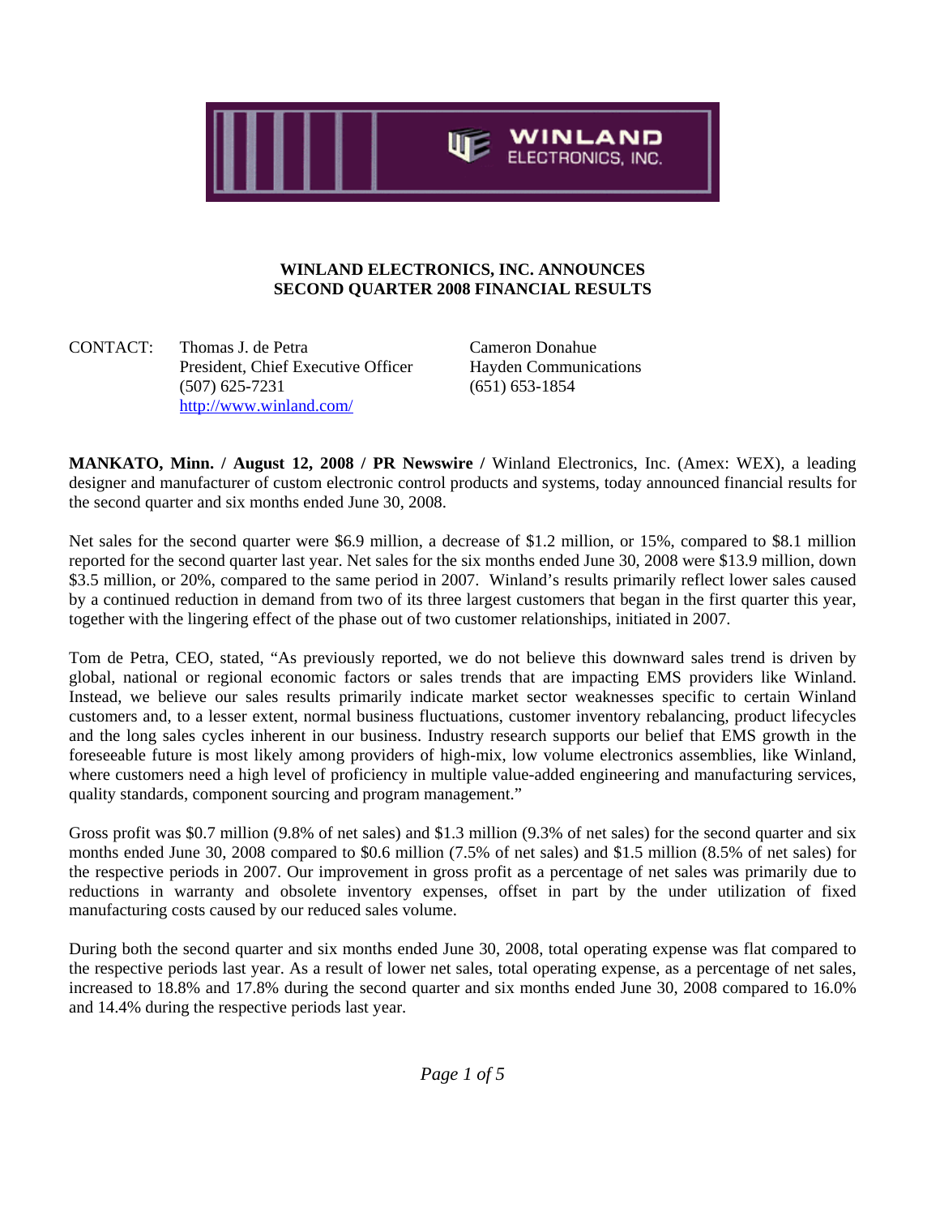# WINLAND ELECTRONICS, INC. ANNOUNCES SECOND QUARTER 2008 FINANCIAL RESULTS

CONTACT: Thomas J. de Petra
President, Chief Executive Officer
(507) 625-7231
http://www.winland.com/

Cameron Donahue
Hayden Communications
(651) 653-1854

**MANKATO, Minn. / August 12, 2008 / PR Newswire /** Winland Electronics, Inc. (Amex: WEX), a leading designer and manufacturer of custom electronic control products and systems, today announced financial results for the second quarter and six months ended June 30, 2008.

Net sales for the second quarter were $6.9 million, a decrease of $1.2 million, or 15%, compared to $8.1 million reported for the second quarter last year. Net sales for the six months ended June 30, 2008 were $13.9 million, down $3.5 million, or 20%, compared to the same period in 2007. Winland's results primarily reflect lower sales caused by a continued reduction in demand from two of its three largest customers that began in the first quarter this year, together with the lingering effect of the phase out of two customer relationships, initiated in 2007.

Tom de Petra, CEO, stated, "As previously reported, we do not believe this downward sales trend is driven by global, national or regional economic factors or sales trends that are impacting EMS providers like Winland. Instead, we believe our sales results primarily indicate market sector weaknesses specific to certain Winland customers and, to a lesser extent, normal business fluctuations, customer inventory rebalancing, product lifecycles and the long sales cycles inherent in our business. Industry research supports our belief that EMS growth in the foreseeable future is most likely among providers of high-mix, low volume electronics assemblies, like Winland, where customers need a high level of proficiency in multiple value-added engineering and manufacturing services, quality standards, component sourcing and program management."

Gross profit was $0.7 million (9.8% of net sales) and $1.3 million (9.3% of net sales) for the second quarter and six months ended June 30, 2008 compared to $0.6 million (7.5% of net sales) and $1.5 million (8.5% of net sales) for the respective periods in 2007. Our improvement in gross profit as a percentage of net sales was primarily due to reductions in warranty and obsolete inventory expenses, offset in part by the under utilization of fixed manufacturing costs caused by our reduced sales volume.

During both the second quarter and six months ended June 30, 2008, total operating expense was flat compared to the respective periods last year. As a result of lower net sales, total operating expense, as a percentage of net sales, increased to 18.8% and 17.8% during the second quarter and six months ended June 30, 2008 compared to 16.0% and 14.4% during the respective periods last year.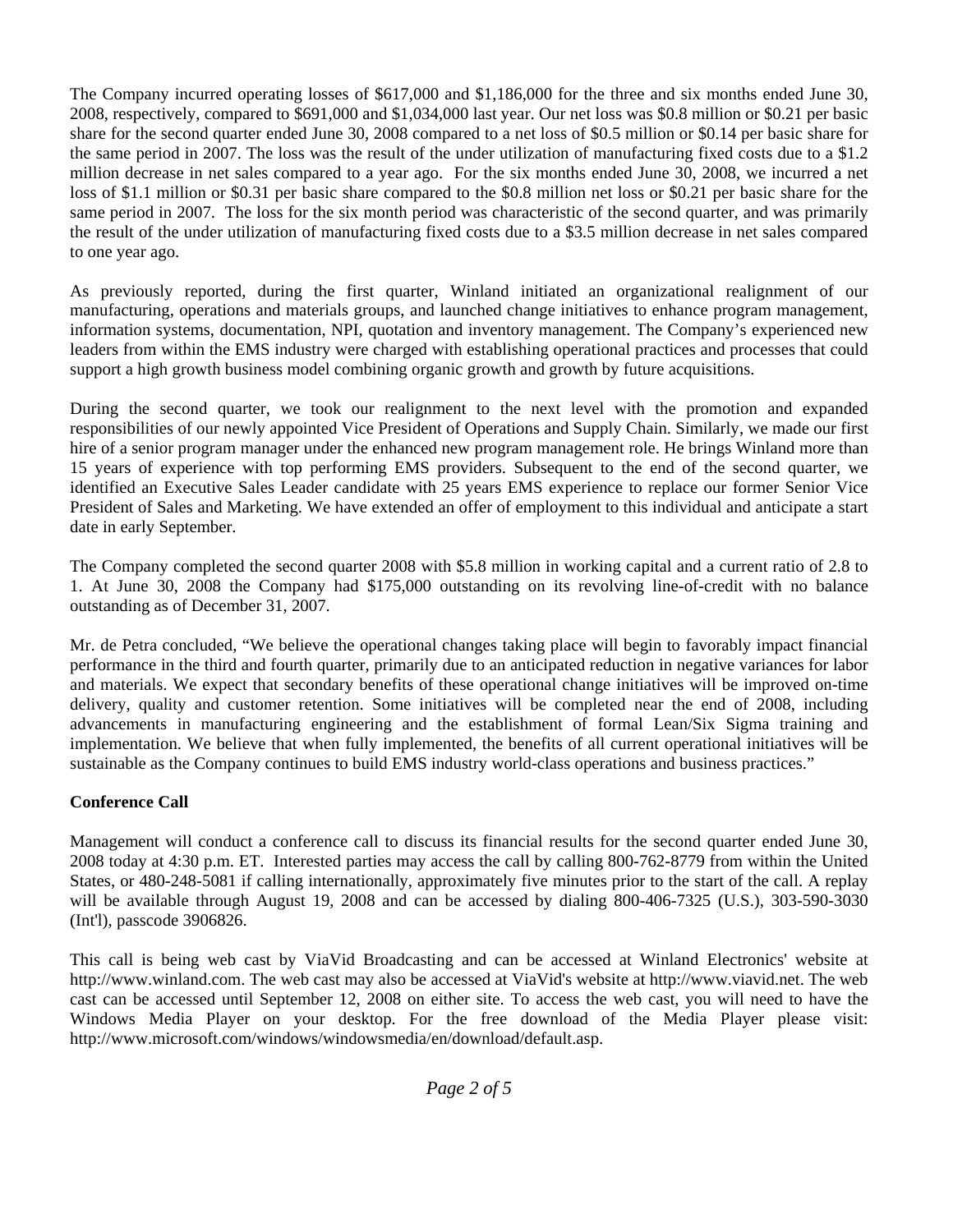The Company incurred operating losses of $617,000 and $1,186,000 for the three and six months ended June 30, 2008, respectively, compared to $691,000 and $1,034,000 last year. Our net loss was $0.8 million or $0.21 per basic share for the second quarter ended June 30, 2008 compared to a net loss of $0.5 million or $0.14 per basic share for the same period in 2007. The loss was the result of the under utilization of manufacturing fixed costs due to a $1.2 million decrease in net sales compared to a year ago. For the six months ended June 30, 2008, we incurred a net loss of $1.1 million or $0.31 per basic share compared to the $0.8 million net loss or $0.21 per basic share for the same period in 2007. The loss for the six month period was characteristic of the second quarter, and was primarily the result of the under utilization of manufacturing fixed costs due to a $3.5 million decrease in net sales compared to one year ago.

As previously reported, during the first quarter, Winland initiated an organizational realignment of our manufacturing, operations and materials groups, and launched change initiatives to enhance program management, information systems, documentation, NPI, quotation and inventory management. The Company's experienced new leaders from within the EMS industry were charged with establishing operational practices and processes that could support a high growth business model combining organic growth and growth by future acquisitions.

During the second quarter, we took our realignment to the next level with the promotion and expanded responsibilities of our newly appointed Vice President of Operations and Supply Chain. Similarly, we made our first hire of a senior program manager under the enhanced new program management role. He brings Winland more than 15 years of experience with top performing EMS providers. Subsequent to the end of the second quarter, we identified an Executive Sales Leader candidate with 25 years EMS experience to replace our former Senior Vice President of Sales and Marketing. We have extended an offer of employment to this individual and anticipate a start date in early September.

The Company completed the second quarter 2008 with $5.8 million in working capital and a current ratio of 2.8 to 1. At June 30, 2008 the Company had $175,000 outstanding on its revolving line-of-credit with no balance outstanding as of December 31, 2007.

Mr. de Petra concluded, "We believe the operational changes taking place will begin to favorably impact financial performance in the third and fourth quarter, primarily due to an anticipated reduction in negative variances for labor and materials. We expect that secondary benefits of these operational change initiatives will be improved on-time delivery, quality and customer retention. Some initiatives will be completed near the end of 2008, including advancements in manufacturing engineering and the establishment of formal Lean/Six Sigma training and implementation. We believe that when fully implemented, the benefits of all current operational initiatives will be sustainable as the Company continues to build EMS industry world-class operations and business practices."

**Conference Call**

Management will conduct a conference call to discuss its financial results for the second quarter ended June 30, 2008 today at 4:30 p.m. ET. Interested parties may access the call by calling 800-762-8779 from within the United States, or 480-248-5081 if calling internationally, approximately five minutes prior to the start of the call. A replay will be available through August 19, 2008 and can be accessed by dialing 800-406-7325 (U.S.), 303-590-3030 (Int'l), passcode 3906826.

This call is being web cast by ViaVid Broadcasting and can be accessed at Winland Electronics' website at http://www.winland.com. The web cast may also be accessed at ViaVid's website at http://www.viavid.net. The web cast can be accessed until September 12, 2008 on either site. To access the web cast, you will need to have the Windows Media Player on your desktop. For the free download of the Media Player please visit: http://www.microsoft.com/windows/windowsmedia/en/download/default.asp.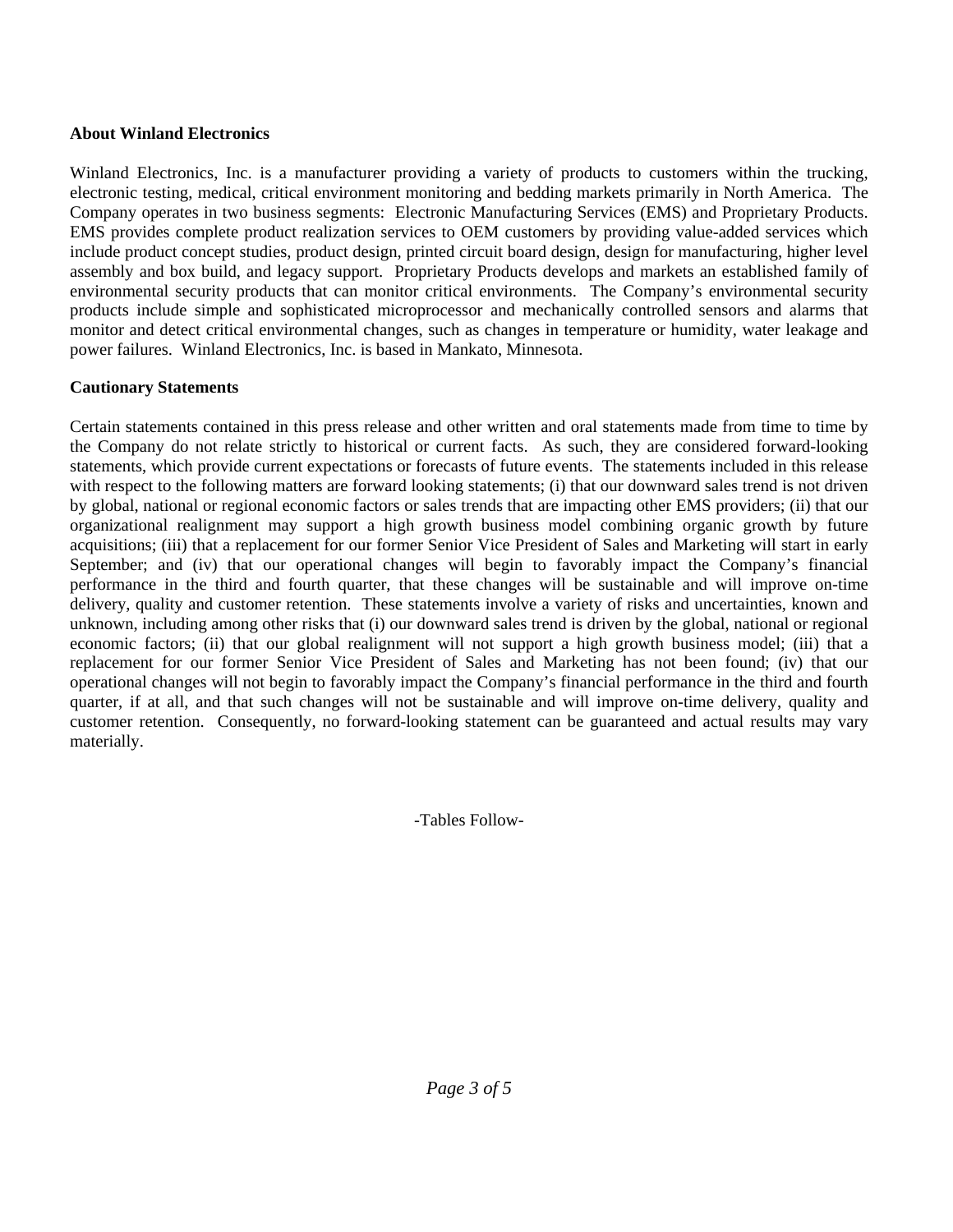**About Winland Electronics**

Winland Electronics, Inc. is a manufacturer providing a variety of products to customers within the trucking, electronic testing, medical, critical environment monitoring and bedding markets primarily in North America. The Company operates in two business segments: Electronic Manufacturing Services (EMS) and Proprietary Products. EMS provides complete product realization services to OEM customers by providing value-added services which include product concept studies, product design, printed circuit board design, design for manufacturing, higher level assembly and box build, and legacy support. Proprietary Products develops and markets an established family of environmental security products that can monitor critical environments. The Company's environmental security products include simple and sophisticated microprocessor and mechanically controlled sensors and alarms that monitor and detect critical environmental changes, such as changes in temperature or humidity, water leakage and power failures. Winland Electronics, Inc. is based in Mankato, Minnesota.

**Cautionary Statements**

Certain statements contained in this press release and other written and oral statements made from time to time by the Company do not relate strictly to historical or current facts. As such, they are considered forward-looking statements, which provide current expectations or forecasts of future events. The statements included in this release with respect to the following matters are forward looking statements; (i) that our downward sales trend is not driven by global, national or regional economic factors or sales trends that are impacting other EMS providers; (ii) that our organizational realignment may support a high growth business model combining organic growth by future acquisitions; (iii) that a replacement for our former Senior Vice President of Sales and Marketing will start in early September; and (iv) that our operational changes will begin to favorably impact the Company's financial performance in the third and fourth quarter, that these changes will be sustainable and will improve on-time delivery, quality and customer retention. These statements involve a variety of risks and uncertainties, known and unknown, including among other risks that (i) our downward sales trend is driven by the global, national or regional economic factors; (ii) that our global realignment will not support a high growth business model; (iii) that a replacement for our former Senior Vice President of Sales and Marketing has not been found; (iv) that our operational changes will not begin to favorably impact the Company's financial performance in the third and fourth quarter, if at all, and that such changes will not be sustainable and will improve on-time delivery, quality and customer retention. Consequently, no forward-looking statement can be guaranteed and actual results may vary materially.

-Tables Follow-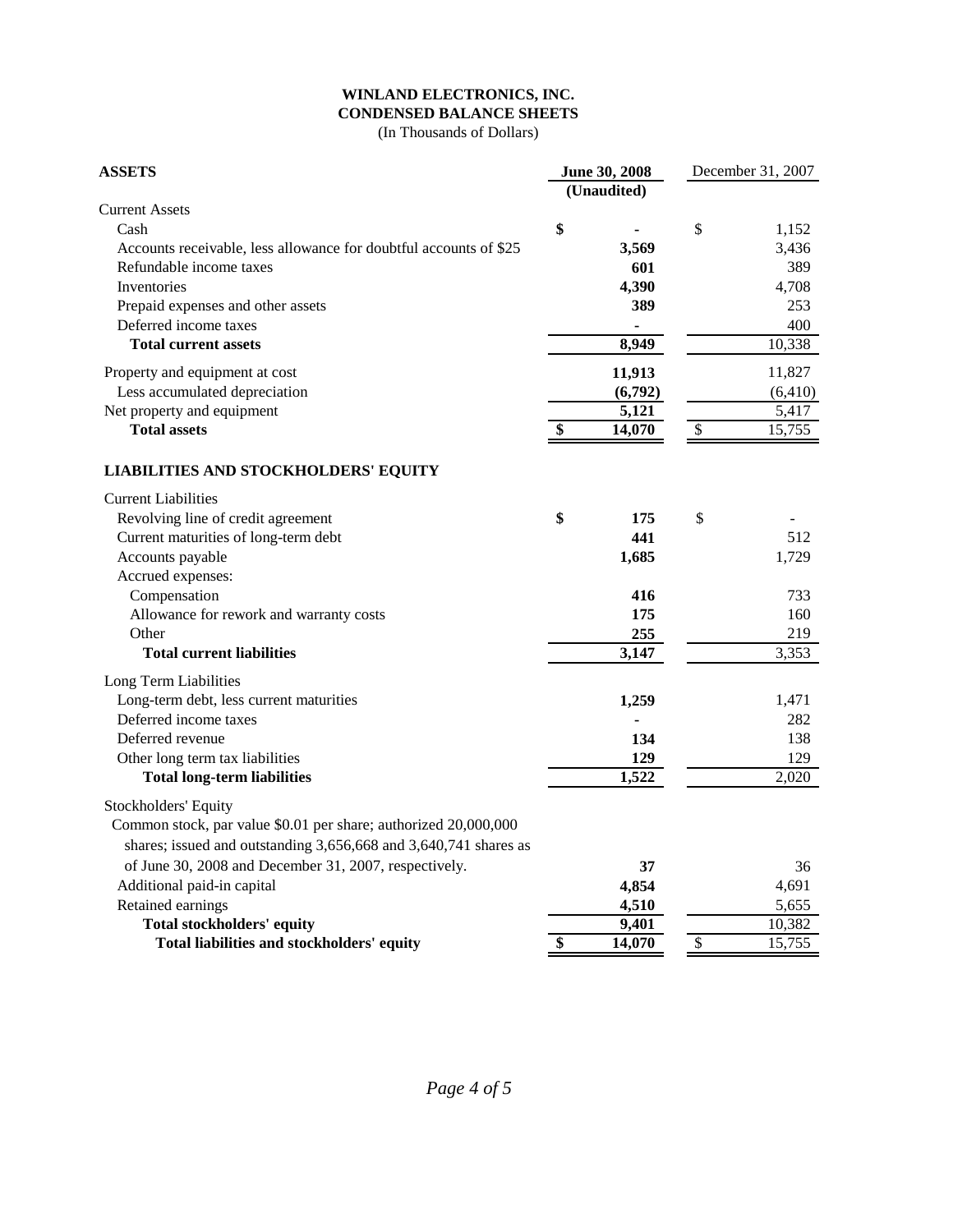**WINLAND ELECTRONICS, INC.**
**CONDENSED BALANCE SHEETS**
(In Thousands of Dollars)

| **ASSETS** | **June 30, 2008 (Unaudited)** | December 31, 2007 |
|---|---|---|
| Current Assets | | |
| Cash | **$ -** | $ 1,152 |
| Accounts receivable, less allowance for doubtful accounts of $25 | **3,569** | 3,436 |
| Refundable income taxes | **601** | 389 |
| Inventories | **4,390** | 4,708 |
| Prepaid expenses and other assets | **389** | 253 |
| Deferred income taxes | **-** | 400 |
| **Total current assets** | **8,949** | 10,338 |
| Property and equipment at cost | **11,913** | 11,827 |
| Less accumulated depreciation | **(6,792)** | (6,410) |
| Net property and equipment | **5,121** | 5,417 |
| **Total assets** | **$ 14,070** | $ 15,755 |
| | | |
| **LIABILITIES AND STOCKHOLDERS' EQUITY** | | |
| Current Liabilities | | |
| Revolving line of credit agreement | **$ 175** | $ - |
| Current maturities of long-term debt | **441** | 512 |
| Accounts payable | **1,685** | 1,729 |
| Accrued expenses: | | |
| Compensation | **416** | 733 |
| Allowance for rework and warranty costs | **175** | 160 |
| Other | **255** | 219 |
| **Total current liabilities** | **3,147** | 3,353 |
| Long Term Liabilities | | |
| Long-term debt, less current maturities | **1,259** | 1,471 |
| Deferred income taxes | **-** | 282 |
| Deferred revenue | **134** | 138 |
| Other long term tax liabilities | **129** | 129 |
| **Total long-term liabilities** | **1,522** | 2,020 |
| Stockholders' Equity | | |
| Common stock, par value $0.01 per share; authorized 20,000,000 shares; issued and outstanding 3,656,668 and 3,640,741 shares as of June 30, 2008 and December 31, 2007, respectively. | **37** | 36 |
| Additional paid-in capital | **4,854** | 4,691 |
| Retained earnings | **4,510** | 5,655 |
| **Total stockholders' equity** | **9,401** | 10,382 |
| **Total liabilities and stockholders' equity** | **$ 14,070** | $ 15,755 |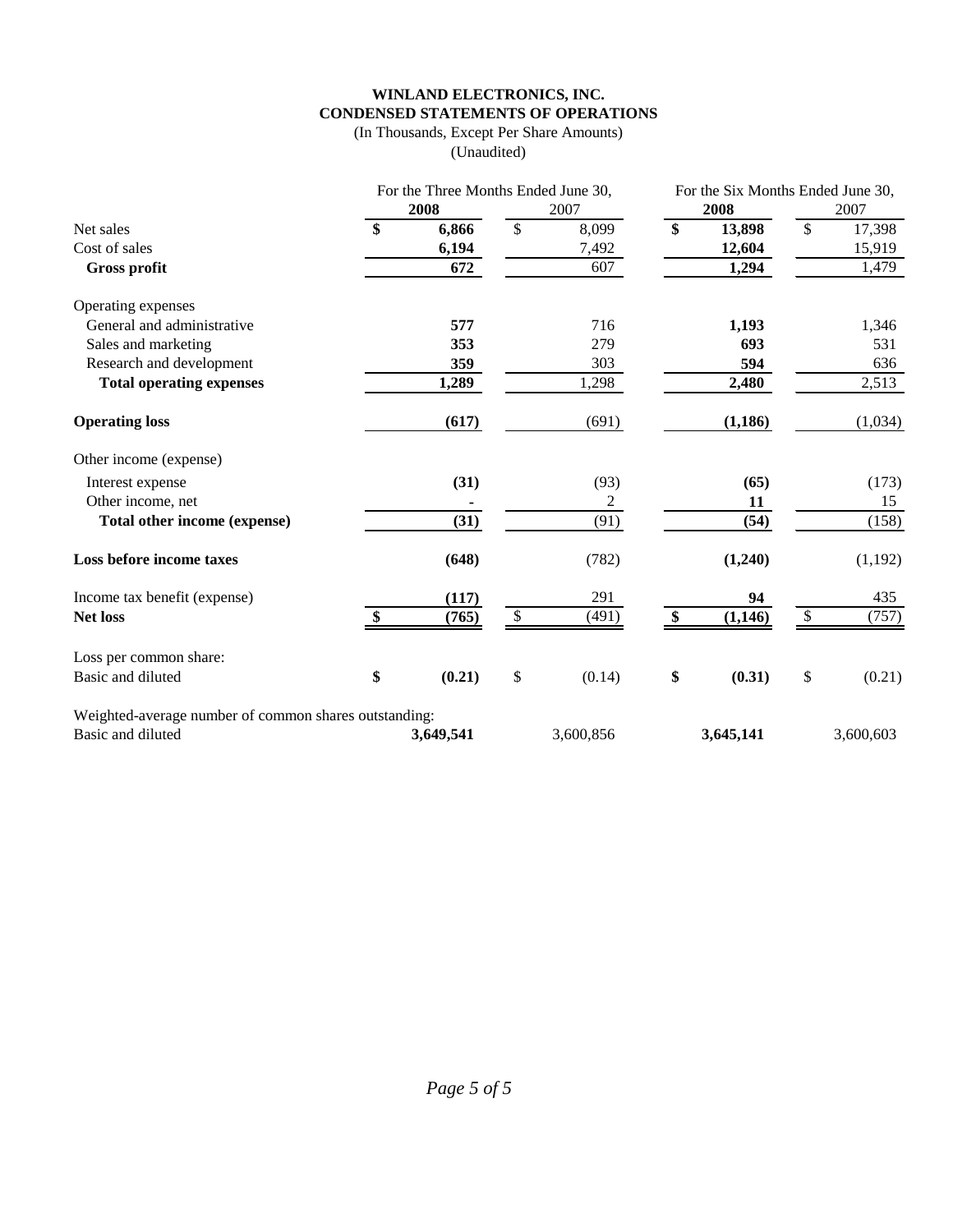**WINLAND ELECTRONICS, INC.**
**CONDENSED STATEMENTS OF OPERATIONS**
(In Thousands, Except Per Share Amounts)
(Unaudited)

| | For the Three Months Ended June 30, | | For the Six Months Ended June 30, | |
|---|---|---|---|---|
| | **2008** | 2007 | **2008** | 2007 |
| Net sales | **$ 6,866** | $ 8,099 | **$ 13,898** | $ 17,398 |
| Cost of sales | **6,194** | 7,492 | **12,604** | 15,919 |
| **Gross profit** | **672** | 607 | **1,294** | 1,479 |
| Operating expenses | | | | |
| General and administrative | **577** | 716 | **1,193** | 1,346 |
| Sales and marketing | **353** | 279 | **693** | 531 |
| Research and development | **359** | 303 | **594** | 636 |
| **Total operating expenses** | **1,289** | 1,298 | **2,480** | 2,513 |
| **Operating loss** | **(617)** | (691) | **(1,186)** | (1,034) |
| Other income (expense) | | | | |
| Interest expense | **(31)** | (93) | **(65)** | (173) |
| Other income, net | **-** | 2 | **11** | 15 |
| **Total other income (expense)** | **(31)** | (91) | **(54)** | (158) |
| **Loss before income taxes** | **(648)** | (782) | **(1,240)** | (1,192) |
| Income tax benefit (expense) | **(117)** | 291 | **94** | 435 |
| **Net loss** | **$ (765)** | $ (491) | **$ (1,146)** | $ (757) |
| Loss per common share: | | | | |
| Basic and diluted | **$ (0.21)** | $ (0.14) | **$ (0.31)** | $ (0.21) |
| Weighted-average number of common shares outstanding: | | | | |
| Basic and diluted | **3,649,541** | 3,600,856 | **3,645,141** | 3,600,603 |